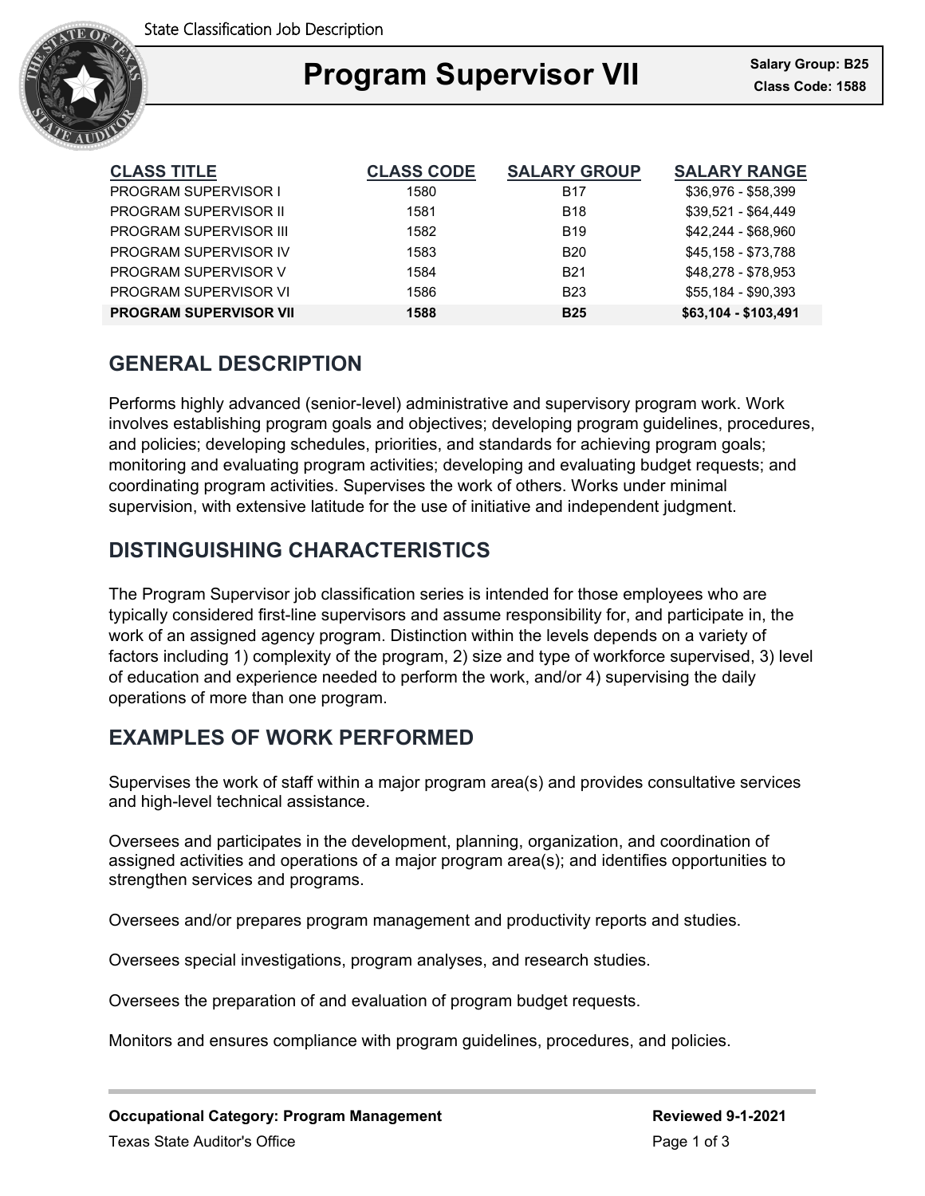State Classification Job Description

# Program Supervisor VII

**Salary Group: B25**
**Class Code: 1588**

| CLASS TITLE | CLASS CODE | SALARY GROUP | SALARY RANGE |
|---|---|---|---|
| PROGRAM SUPERVISOR I | 1580 | B17 | $36,976 - $58,399 |
| PROGRAM SUPERVISOR II | 1581 | B18 | $39,521 - $64,449 |
| PROGRAM SUPERVISOR III | 1582 | B19 | $42,244 - $68,960 |
| PROGRAM SUPERVISOR IV | 1583 | B20 | $45,158 - $73,788 |
| PROGRAM SUPERVISOR V | 1584 | B21 | $48,278 - $78,953 |
| PROGRAM SUPERVISOR VI | 1586 | B23 | $55,184 - $90,393 |
| **PROGRAM SUPERVISOR VII** | **1588** | **B25** | **$63,104 - $103,491** |

## GENERAL DESCRIPTION

Performs highly advanced (senior-level) administrative and supervisory program work. Work involves establishing program goals and objectives; developing program guidelines, procedures, and policies; developing schedules, priorities, and standards for achieving program goals; monitoring and evaluating program activities; developing and evaluating budget requests; and coordinating program activities. Supervises the work of others. Works under minimal supervision, with extensive latitude for the use of initiative and independent judgment.

## DISTINGUISHING CHARACTERISTICS

The Program Supervisor job classification series is intended for those employees who are typically considered first-line supervisors and assume responsibility for, and participate in, the work of an assigned agency program. Distinction within the levels depends on a variety of factors including 1) complexity of the program, 2) size and type of workforce supervised, 3) level of education and experience needed to perform the work, and/or 4) supervising the daily operations of more than one program.

## EXAMPLES OF WORK PERFORMED

Supervises the work of staff within a major program area(s) and provides consultative services and high-level technical assistance.

Oversees and participates in the development, planning, organization, and coordination of assigned activities and operations of a major program area(s); and identifies opportunities to strengthen services and programs.

Oversees and/or prepares program management and productivity reports and studies.

Oversees special investigations, program analyses, and research studies.

Oversees the preparation of and evaluation of program budget requests.

Monitors and ensures compliance with program guidelines, procedures, and policies.

**Occupational Category: Program Management**
**Reviewed 9-1-2021**
Texas State Auditor's Office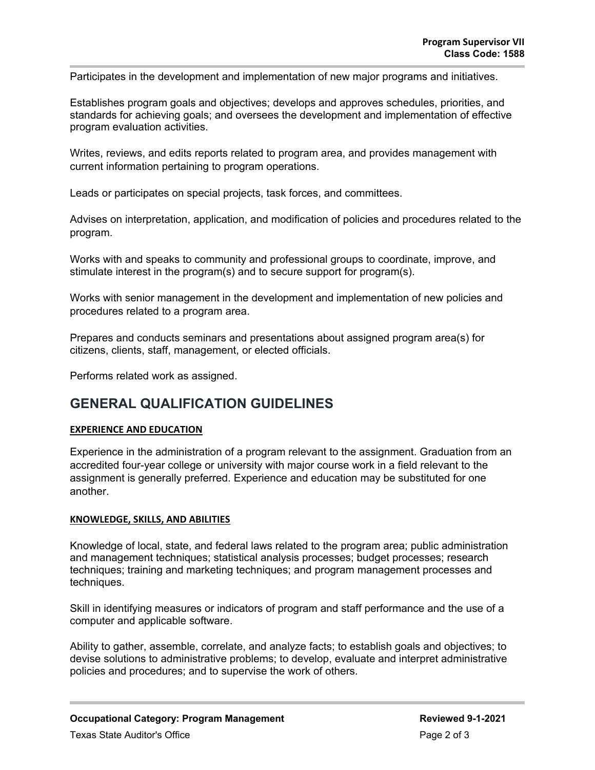Participates in the development and implementation of new major programs and initiatives.

Establishes program goals and objectives; develops and approves schedules, priorities, and standards for achieving goals; and oversees the development and implementation of effective program evaluation activities.

Writes, reviews, and edits reports related to program area, and provides management with current information pertaining to program operations.

Leads or participates on special projects, task forces, and committees.

Advises on interpretation, application, and modification of policies and procedures related to the program.

Works with and speaks to community and professional groups to coordinate, improve, and stimulate interest in the program(s) and to secure support for program(s).

Works with senior management in the development and implementation of new policies and procedures related to a program area.

Prepares and conducts seminars and presentations about assigned program area(s) for citizens, clients, staff, management, or elected officials.

Performs related work as assigned.

## GENERAL QUALIFICATION GUIDELINES

### EXPERIENCE AND EDUCATION

Experience in the administration of a program relevant to the assignment. Graduation from an accredited four-year college or university with major course work in a field relevant to the assignment is generally preferred. Experience and education may be substituted for one another.

### KNOWLEDGE, SKILLS, AND ABILITIES

Knowledge of local, state, and federal laws related to the program area; public administration and management techniques; statistical analysis processes; budget processes; research techniques; training and marketing techniques; and program management processes and techniques.

Skill in identifying measures or indicators of program and staff performance and the use of a computer and applicable software.

Ability to gather, assemble, correlate, and analyze facts; to establish goals and objectives; to devise solutions to administrative problems; to develop, evaluate and interpret administrative policies and procedures; and to supervise the work of others.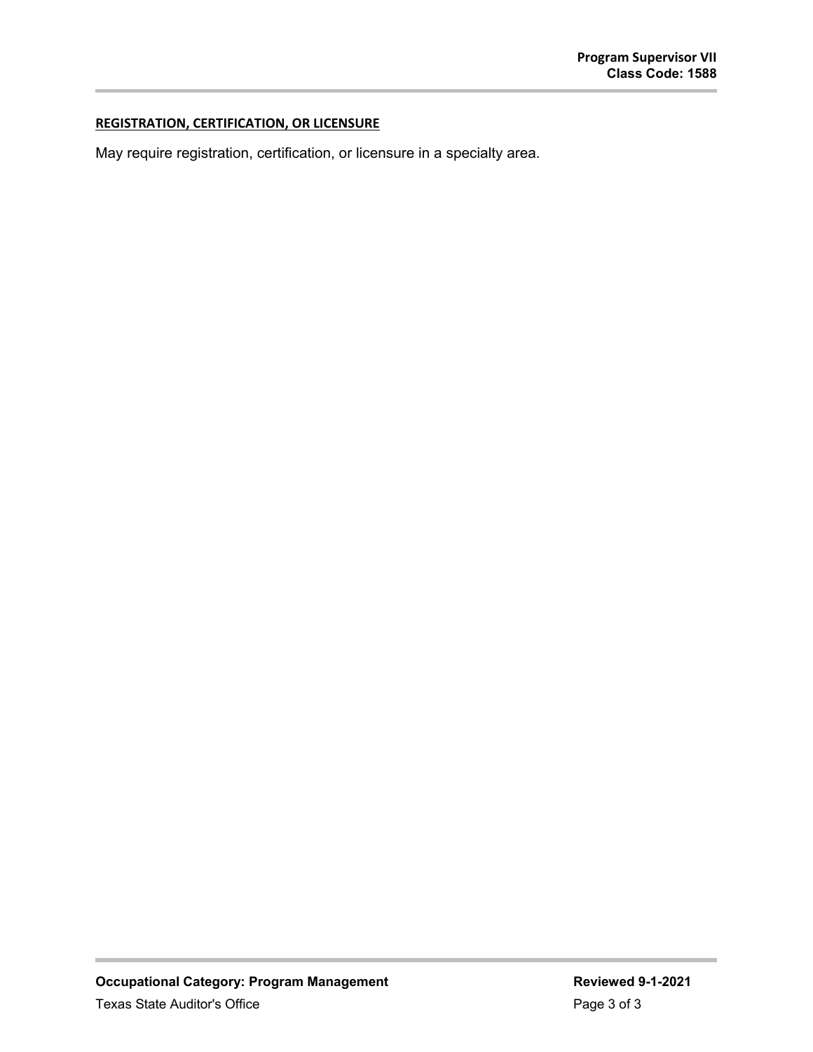## REGISTRATION, CERTIFICATION, OR LICENSURE

May require registration, certification, or licensure in a specialty area.